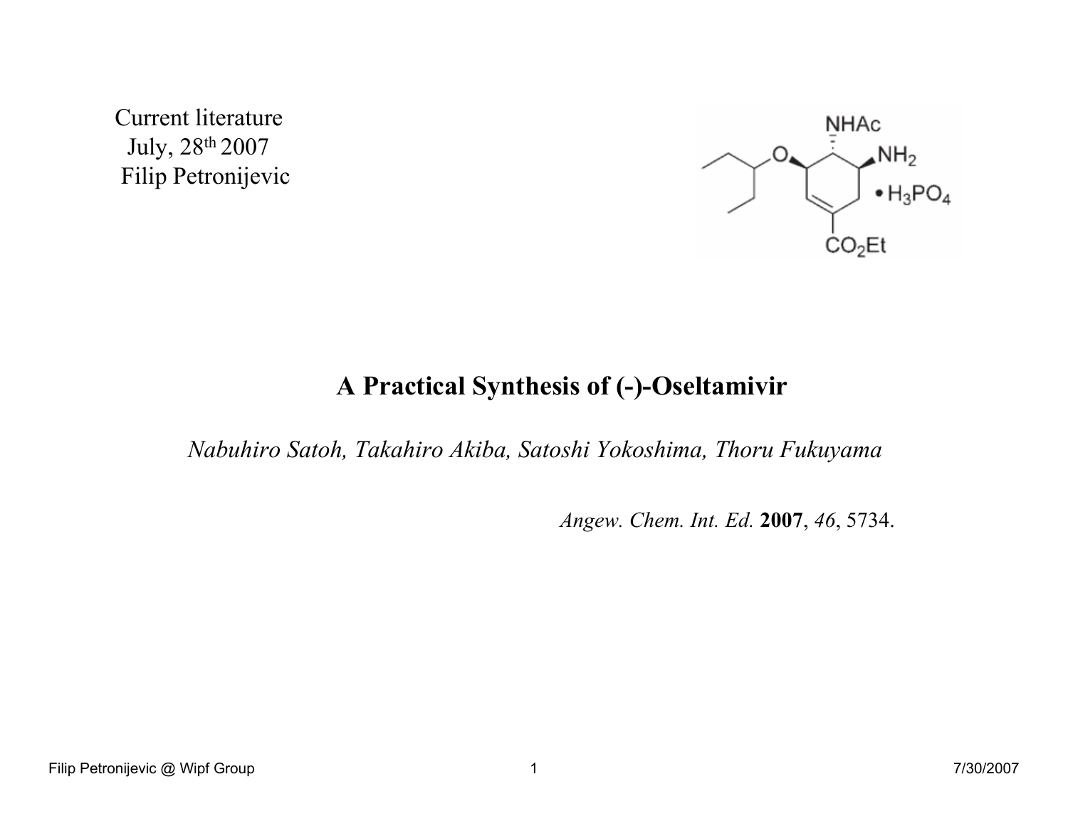Current literature
July, 28th 2007
Filip Petronijevic

# A Practical Synthesis of (-)-Oseltamivir

*Nabuhiro Satoh, Takahiro Akiba, Satoshi Yokoshima, Thoru Fukuyama*

*Angew. Chem. Int. Ed.* **2007**, *46*, 5734.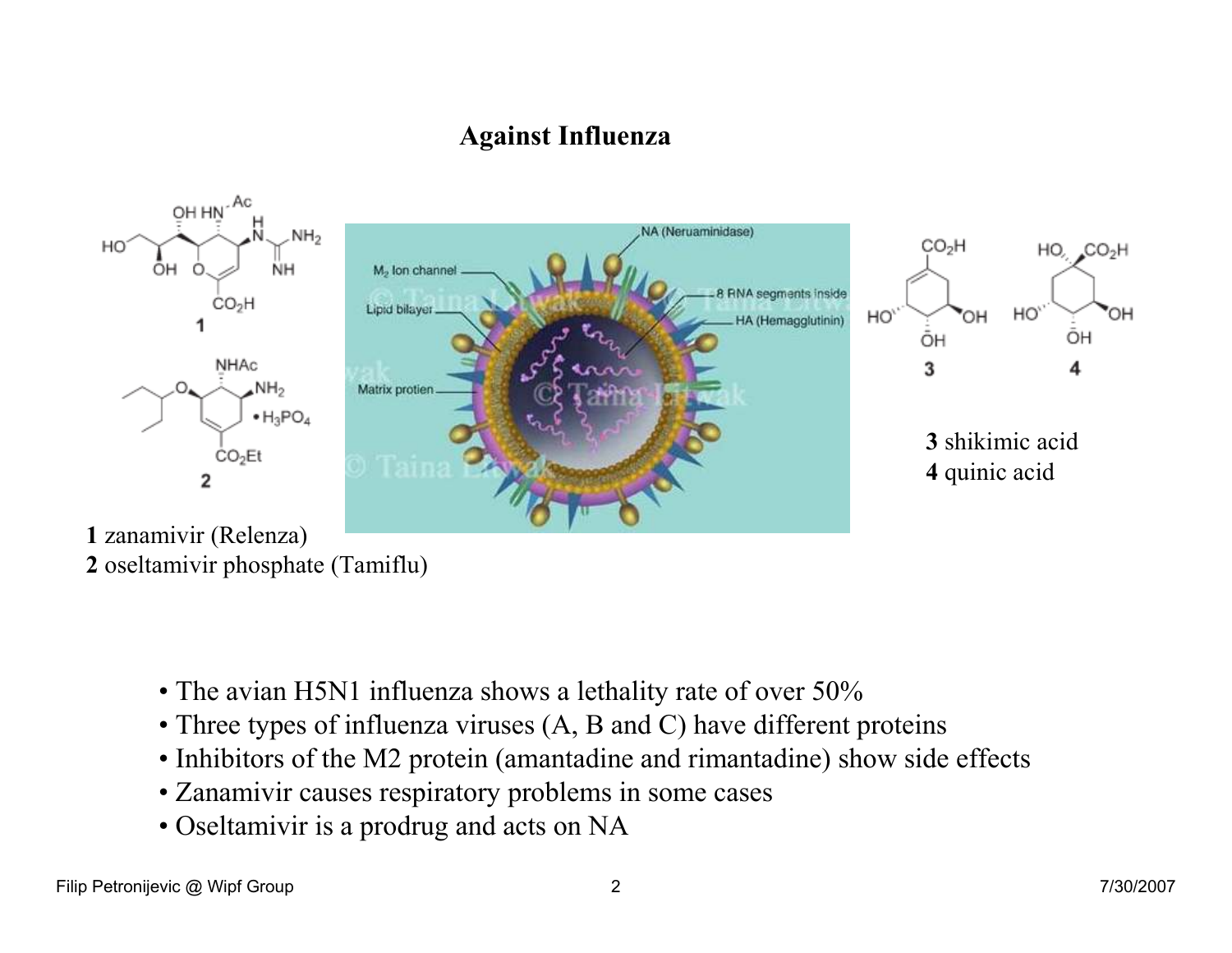# Against Influenza

**1** zanamivir (Relenza)
**2** oseltamivir phosphate (Tamiflu)

**3** shikimic acid
**4** quinic acid

- The avian H5N1 influenza shows a lethality rate of over 50%
- Three types of influenza viruses (A, B and C) have different proteins
- Inhibitors of the M2 protein (amantadine and rimantadine) show side effects
- Zanamivir causes respiratory problems in some cases
- Oseltamivir is a prodrug and acts on NA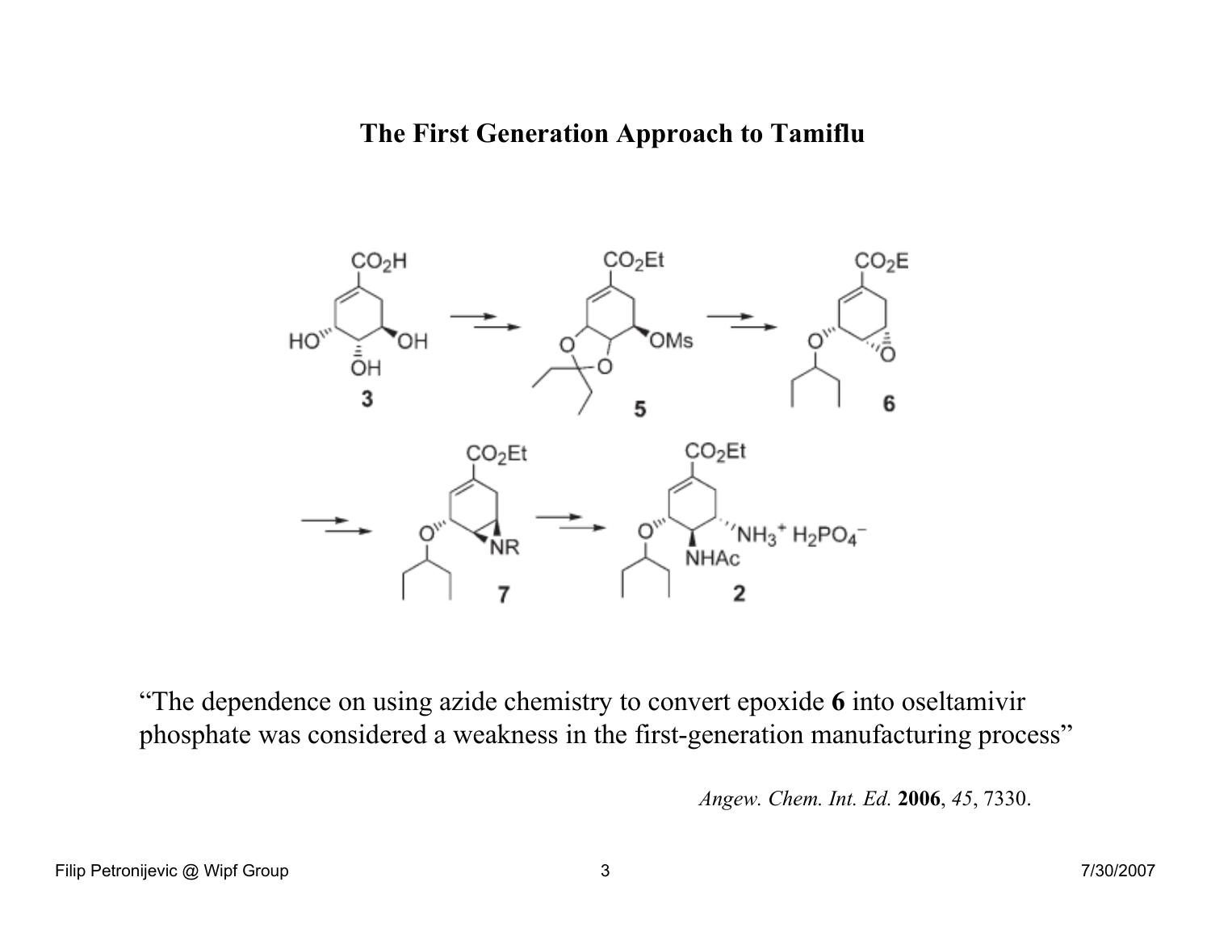# The First Generation Approach to Tamiflu

“The dependence on using azide chemistry to convert epoxide **6** into oseltamivir phosphate was considered a weakness in the first-generation manufacturing process”

*Angew. Chem. Int. Ed.* **2006**, *45*, 7330.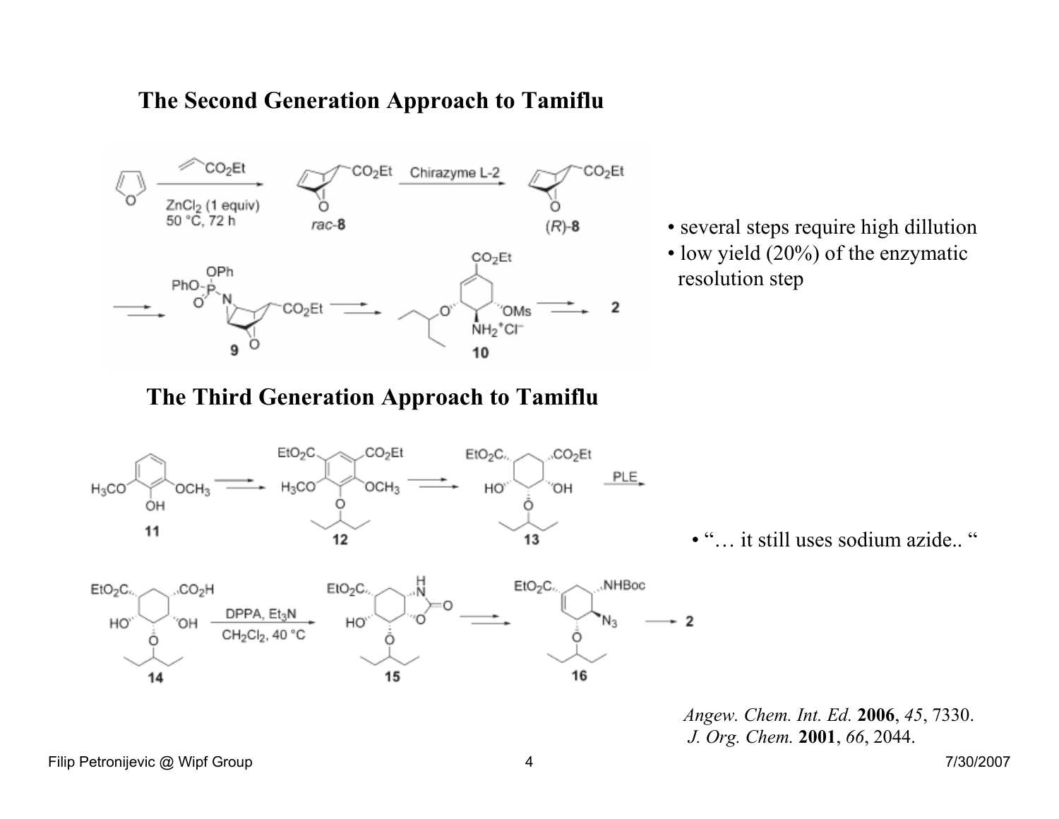## The Second Generation Approach to Tamiflu

- several steps require high dilution
- low yield (20%) of the enzymatic resolution step

## The Third Generation Approach to Tamiflu

- "… it still uses sodium azide.. "

*Angew. Chem. Int. Ed.* **2006**, *45*, 7330.
*J. Org. Chem.* **2001**, *66*, 2044.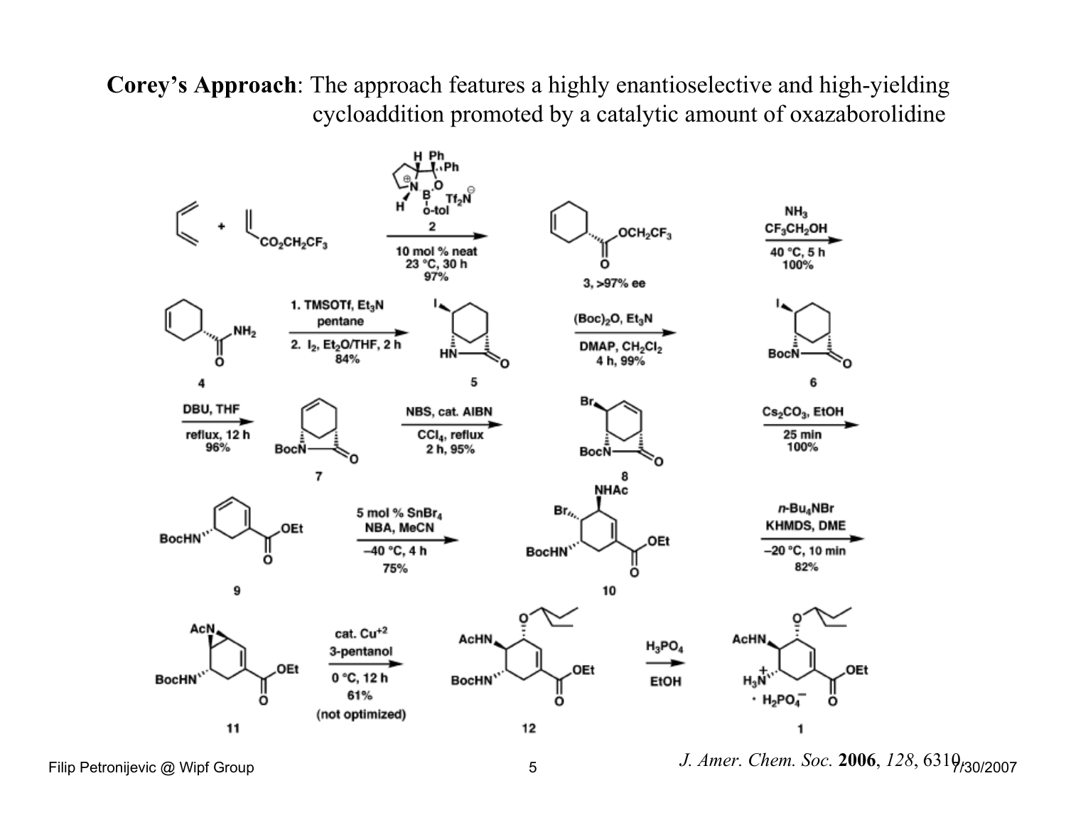**Corey's Approach**: The approach features a highly enantioselective and high-yielding cycloaddition promoted by a catalytic amount of oxazaborolidine

2

10 mol % neat
23 °C, 30 h
97%

3, >97% ee

$NH_3$
$CF_3CH_2OH$
40 °C, 5 h
100%

4

1. TMSOTf, $Et_3N$
pentane
2. $I_2$, $Et_2O$/THF, 2 h
84%

5

$(Boc)_2O$, $Et_3N$
DMAP, $CH_2Cl_2$
4 h, 99%

6

DBU, THF
reflux, 12 h
96%

7

NBS, cat. AIBN
$CCl_4$, reflux
2 h, 95%

8

$Cs_2CO_3$, EtOH
25 min
100%

9

5 mol % $SnBr_4$
NBA, MeCN
–40 °C, 4 h
75%

10

$n$-$Bu_4NBr$
KHMDS, DME
–20 °C, 10 min
82%

11

cat. $Cu^{+2}$
3-pentanol
0 °C, 12 h
61%
(not optimized)

12

$H_3PO_4$
EtOH

1

*J. Amer. Chem. Soc.* **2006**, *128*, 6310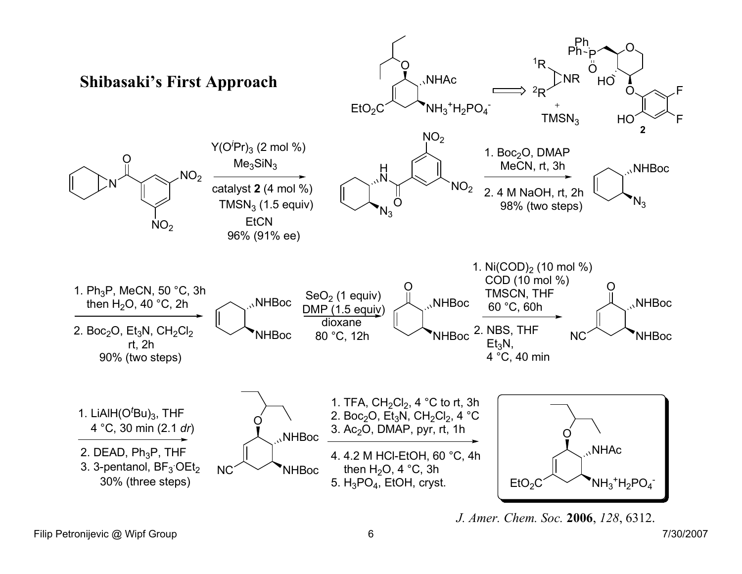# Shibasaki's First Approach

$\Longrightarrow$ ${}^1R$, ${}^2R$ aziridine (NR) + $TMSN_3$; catalyst **2**

$Y(O^iPr)_3$ (2 mol %)
$Me_3SiN_3$

catalyst **2** (4 mol %)
$TMSN_3$ (1.5 equiv)
EtCN
96% (91% ee)

1. $Boc_2O$, DMAP
MeCN, rt, 3h
2. 4 M NaOH, rt, 2h
98% (two steps)

1. $Ph_3P$, MeCN, 50 °C, 3h
then $H_2O$, 40 °C, 2h
2. $Boc_2O$, $Et_3N$, $CH_2Cl_2$
rt, 2h
90% (two steps)

$SeO_2$ (1 equiv)
DMP (1.5 equiv)
dioxane
80 °C, 12h

1. $Ni(COD)_2$ (10 mol %)
COD (10 mol %)
TMSCN, THF
60 °C, 60h
2. NBS, THF
$Et_3N$,
4 °C, 40 min

1. $LiAlH(O^tBu)_3$, THF
4 °C, 30 min (2.1 *dr*)
2. DEAD, $Ph_3P$, THF
3. 3-pentanol, $BF_3{\cdot}OEt_2$
30% (three steps)

1. TFA, $CH_2Cl_2$, 4 °C to rt, 3h
2. $Boc_2O$, $Et_3N$, $CH_2Cl_2$, 4 °C
3. $Ac_2O$, DMAP, pyr, rt, 1h
4. 4.2 M HCl-EtOH, 60 °C, 4h
then $H_2O$, 4 °C, 3h
5. $H_3PO_4$, EtOH, cryst.

*J. Amer. Chem. Soc.* **2006**, *128*, 6312.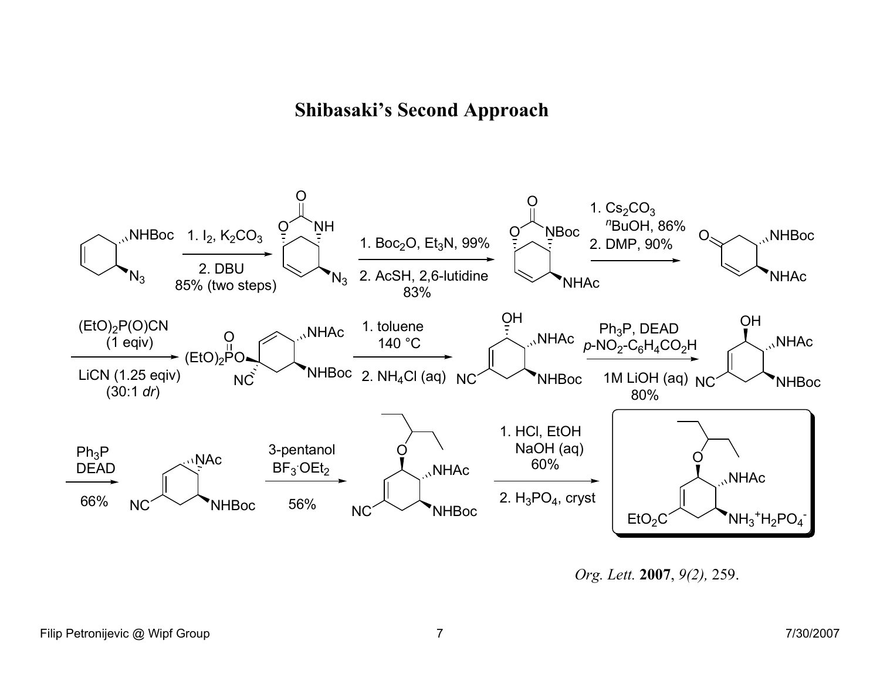# Shibasaki's Second Approach

1. $I_2$, $K_2CO_3$
2. DBU

85% (two steps)

1. $Boc_2O$, $Et_3N$, 99%
2. AcSH, 2,6-lutidine

83%

1. $Cs_2CO_3$, $^n$BuOH, 86%
2. DMP, 90%

$(EtO)_2P(O)CN$ (1 eqiv)

LiCN (1.25 eqiv)

(30:1 *dr*)

1. toluene 140 °C
2. $NH_4Cl$ (aq)

$Ph_3P$, DEAD

*p*-$NO_2$-$C_6H_4CO_2H$

1M LiOH (aq)

80%

$Ph_3P$

DEAD

66%

3-pentanol

$BF_3 \cdot OEt_2$

56%

1. HCl, EtOH
   NaOH (aq)
   60%
2. $H_3PO_4$, cryst

*Org. Lett.* **2007**, *9(2),* 259.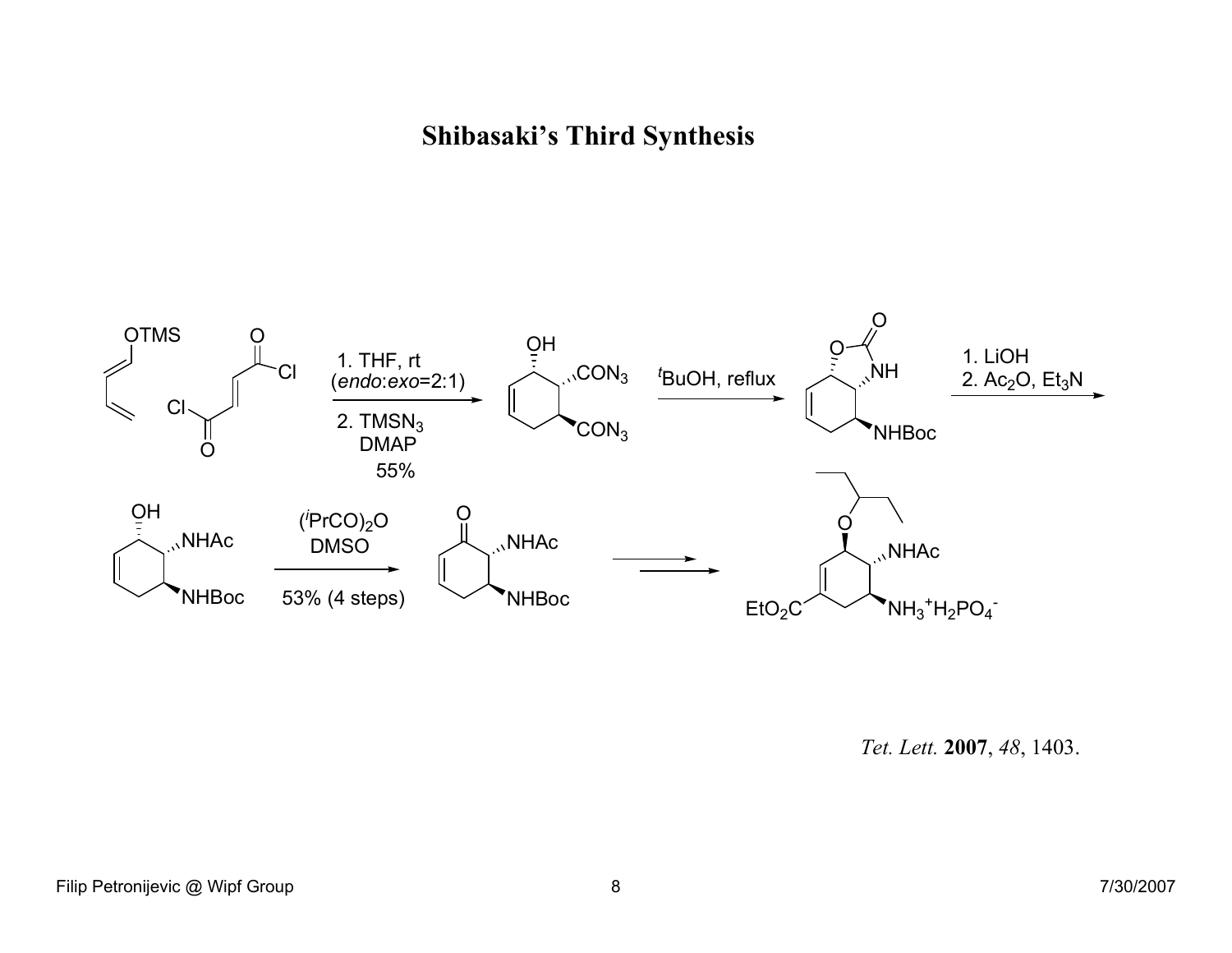# Shibasaki's Third Synthesis

1. THF, rt (*endo*:*exo*=2:1)
2. $TMSN_3$, DMAP
55%

${}^tBuOH$, reflux

1. LiOH
2. $Ac_2O$, $Et_3N$

$({}^iPrCO)_2O$, DMSO
53% (4 steps)

*Tet. Lett.* **2007**, *48*, 1403.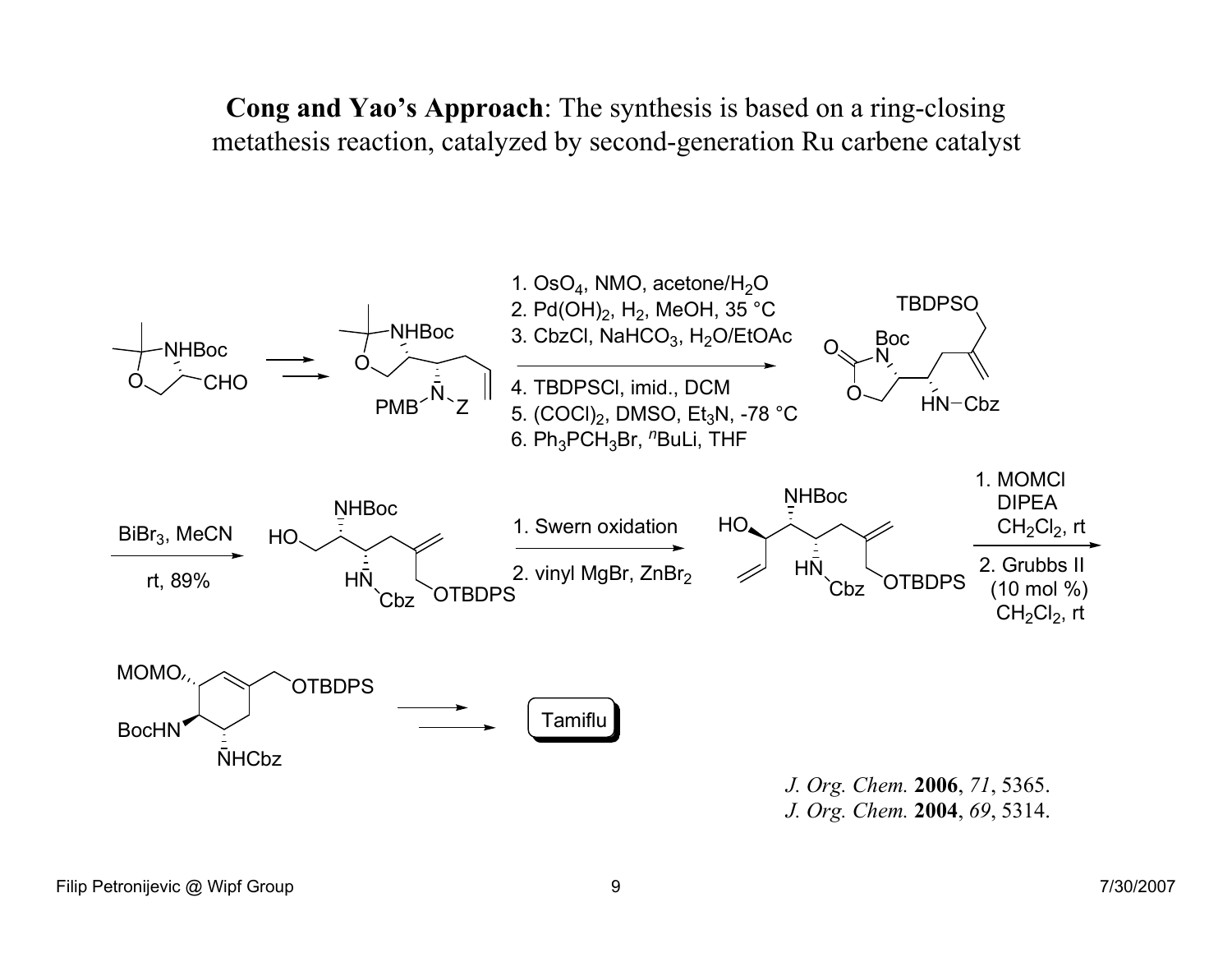**Cong and Yao's Approach**: The synthesis is based on a ring-closing metathesis reaction, catalyzed by second-generation Ru carbene catalyst

1. $OsO_4$, NMO, acetone/$H_2O$
2. $Pd(OH)_2$, $H_2$, MeOH, 35 °C
3. CbzCl, $NaHCO_3$, $H_2O$/EtOAc
4. TBDPSCl, imid., DCM
5. $(COCl)_2$, DMSO, $Et_3N$, -78 °C
6. $Ph_3PCH_3Br$, $^n$BuLi, THF

$BiBr_3$, MeCN, rt, 89%

1. Swern oxidation
2. vinyl MgBr, $ZnBr_2$

1. MOMCl, DIPEA, $CH_2Cl_2$, rt
2. Grubbs II (10 mol %), $CH_2Cl_2$, rt

Tamiflu

*J. Org. Chem.* **2006**, *71*, 5365.
*J. Org. Chem.* **2004**, *69*, 5314.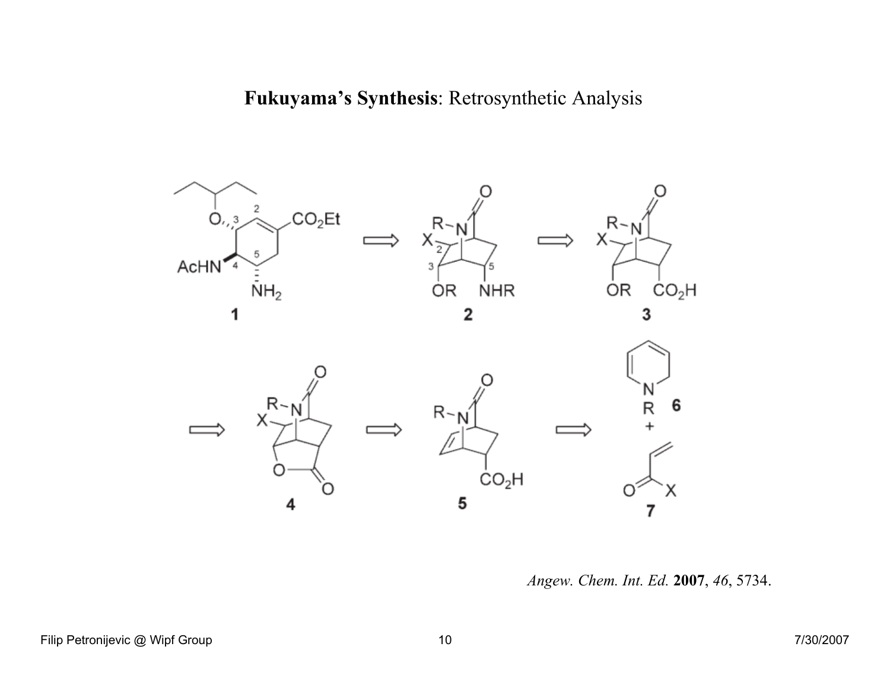# **Fukuyama's Synthesis**: Retrosynthetic Analysis

*Angew. Chem. Int. Ed.* **2007**, *46*, 5734.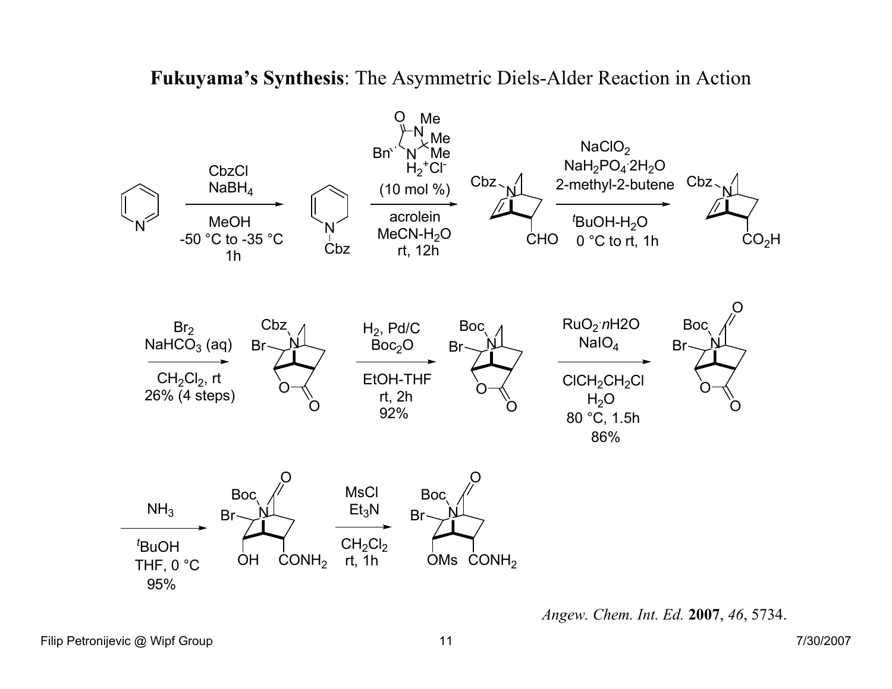# **Fukuyama's Synthesis**: The Asymmetric Diels-Alder Reaction in Action

CbzCl, $NaBH_4$, MeOH, -50 °C to -35 °C, 1h

(10 mol %), acrolein, $MeCN-H_2O$, rt, 12h

$NaClO_2$, $NaH_2PO_4 \cdot 2H_2O$, 2-methyl-2-butene, $^tBuOH-H_2O$, 0 °C to rt, 1h

$Br_2$, $NaHCO_3$ (aq), $CH_2Cl_2$, rt, 26% (4 steps)

$H_2$, Pd/C, $Boc_2O$, EtOH-THF, rt, 2h, 92%

$RuO_2 \cdot nH_2O$, $NaIO_4$, $ClCH_2CH_2Cl$, $H_2O$, 80 °C, 1.5h, 86%

$NH_3$, $^tBuOH$, THF, 0 °C, 95%

MsCl, $Et_3N$, $CH_2Cl_2$, rt, 1h

*Angew. Chem. Int. Ed.* **2007**, *46*, 5734.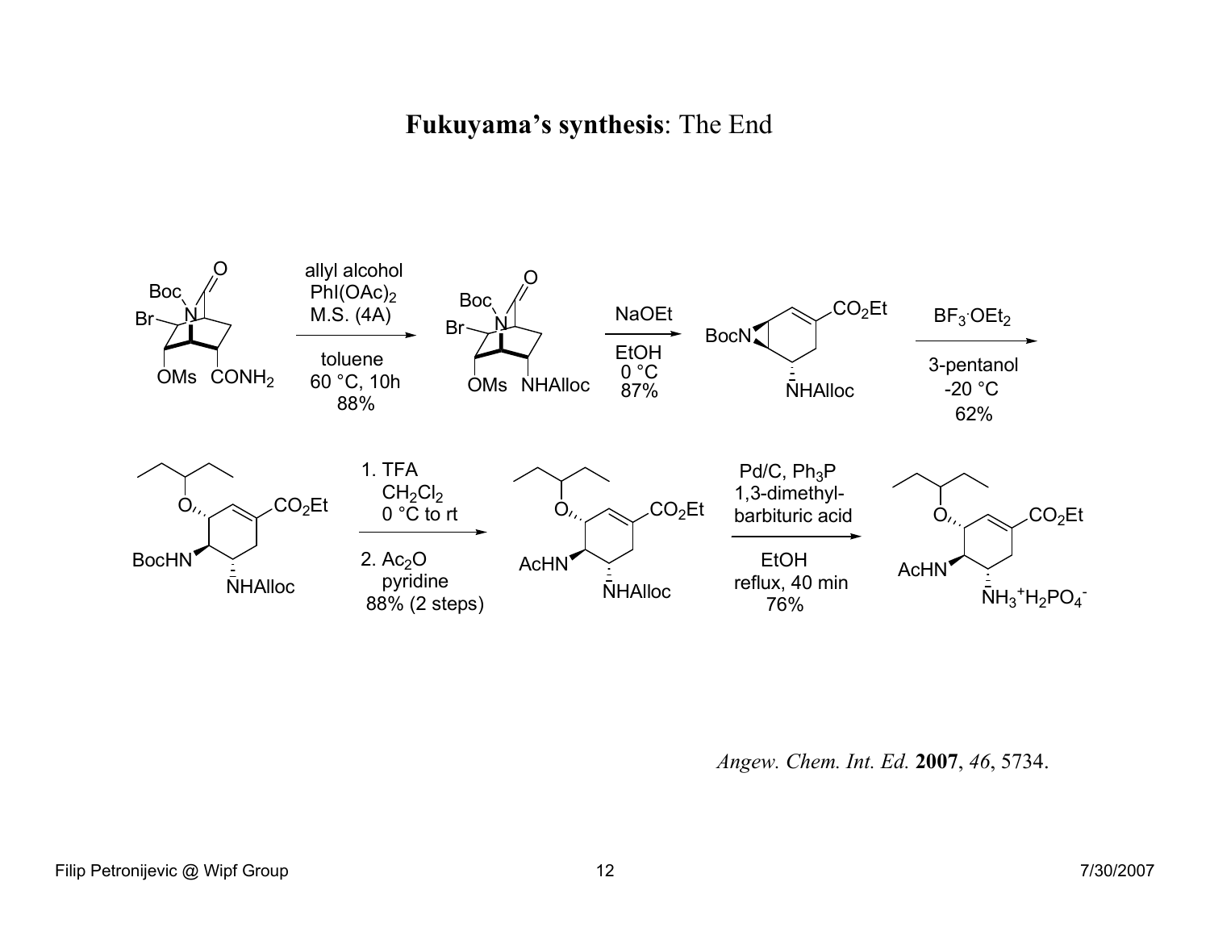# **Fukuyama's synthesis**: The End

allyl alcohol
$PhI(OAc)_2$
M.S. (4A)

toluene
60 °C, 10h
88%

NaOEt

EtOH
0 °C
87%

$BF_3{\cdot}OEt_2$

3-pentanol
-20 °C
62%

1. TFA
$CH_2Cl_2$
0 °C to rt

2. $Ac_2O$
pyridine
88% (2 steps)

Pd/C, $Ph_3P$
1,3-dimethyl-
barbituric acid

EtOH
reflux, 40 min
76%

*Angew. Chem. Int. Ed.* **2007**, *46*, 5734.

Filip Petronijevic @ Wipf Group

7/30/2007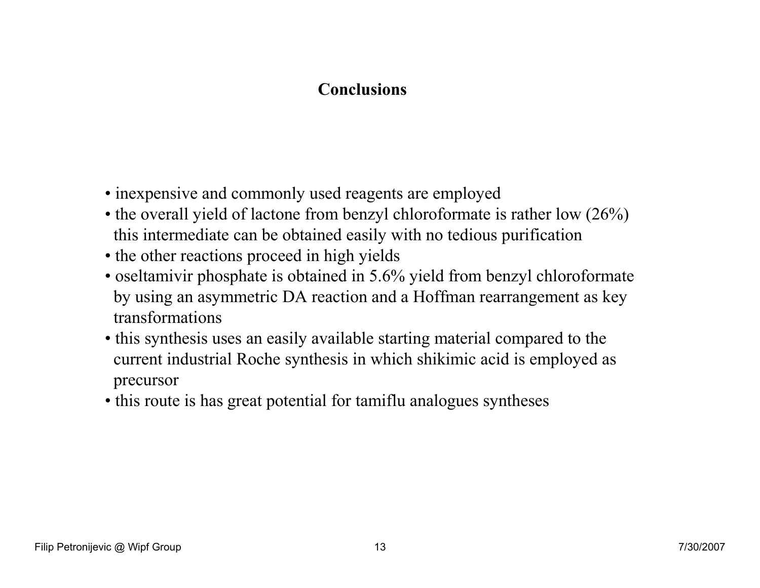## Conclusions

- inexpensive and commonly used reagents are employed
- the overall yield of lactone from benzyl chloroformate is rather low (26%) this intermediate can be obtained easily with no tedious purification
- the other reactions proceed in high yields
- oseltamivir phosphate is obtained in 5.6% yield from benzyl chloroformate by using an asymmetric DA reaction and a Hoffman rearrangement as key transformations
- this synthesis uses an easily available starting material compared to the current industrial Roche synthesis in which shikimic acid is employed as precursor
- this route is has great potential for tamiflu analogues syntheses